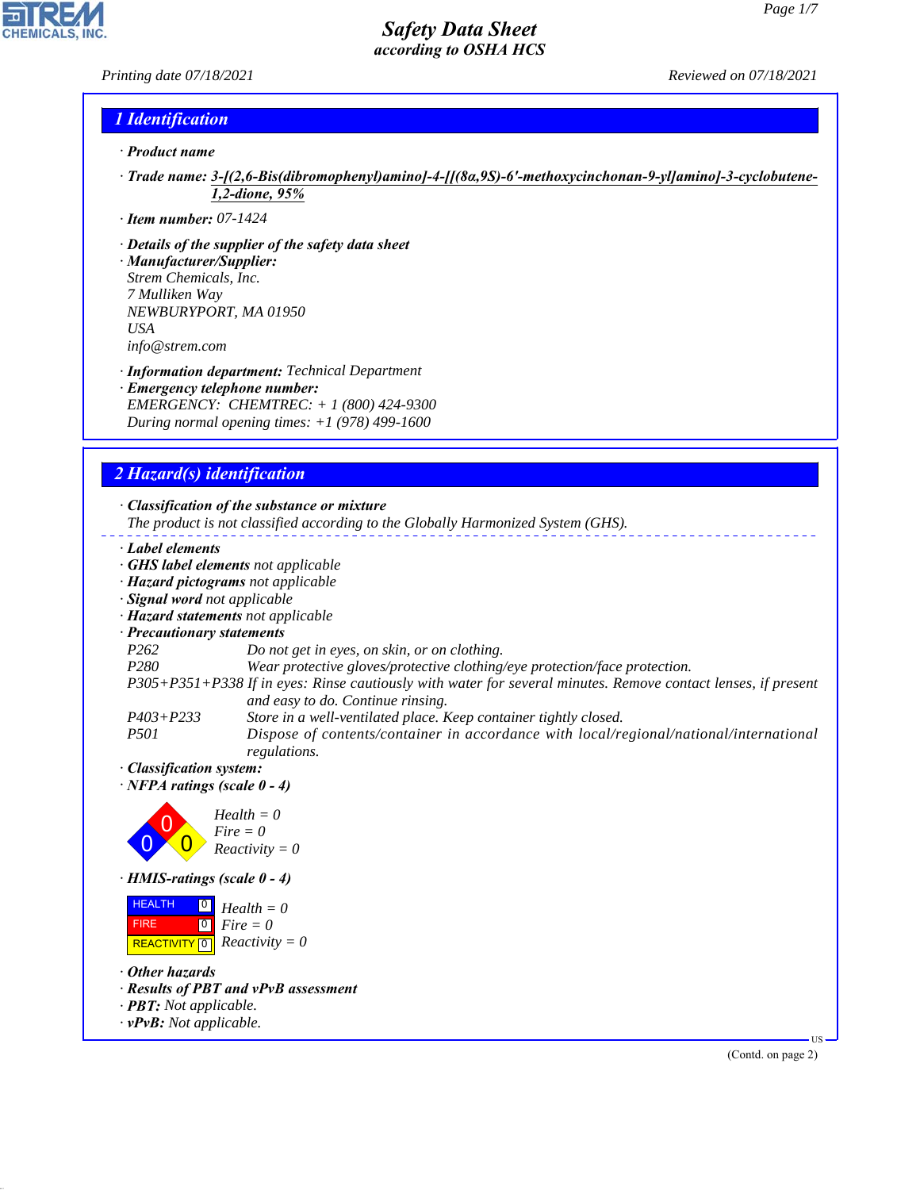# Safety Data Sheet
## according to OSHA HCS

Printing date 07/18/2021 Reviewed on 07/18/2021

## 1 Identification

· **Product name**

· **Trade name:** 3-[(2,6-Bis(dibromophenyl)amino]-4-[[(8α,9S)-6'-methoxycinchonan-9-yl]amino]-3-cyclobutene-1,2-dione, 95%

· **Item number:** 07-1424

· **Details of the supplier of the safety data sheet**
· **Manufacturer/Supplier:**
Strem Chemicals, Inc.
7 Mulliken Way
NEWBURYPORT, MA 01950
USA
info@strem.com

· **Information department:** Technical Department
· **Emergency telephone number:**
EMERGENCY: CHEMTREC: + 1 (800) 424-9300
During normal opening times: +1 (978) 499-1600

## 2 Hazard(s) identification

· **Classification of the substance or mixture**
The product is not classified according to the Globally Harmonized System (GHS).

· **Label elements**
· **GHS label elements** not applicable
· **Hazard pictograms** not applicable
· **Signal word** not applicable
· **Hazard statements** not applicable
· **Precautionary statements**

| | |
|---|---|
| P262 | Do not get in eyes, on skin, or on clothing. |
| P280 | Wear protective gloves/protective clothing/eye protection/face protection. |
| P305+P351+P338 | If in eyes: Rinse cautiously with water for several minutes. Remove contact lenses, if present and easy to do. Continue rinsing. |
| P403+P233 | Store in a well-ventilated place. Keep container tightly closed. |
| P501 | Dispose of contents/container in accordance with local/regional/national/international regulations. |

· **Classification system:**
· **NFPA ratings (scale 0 - 4)**

Health = 0
Fire = 0
Reactivity = 0

· **HMIS-ratings (scale 0 - 4)**

| | | |
|---|---|---|
| HEALTH | 0 | Health = 0 |
| FIRE | 0 | Fire = 0 |
| REACTIVITY | 0 | Reactivity = 0 |

· **Other hazards**
· **Results of PBT and vPvB assessment**
· **PBT:** Not applicable.
· **vPvB:** Not applicable.

(Contd. on page 2)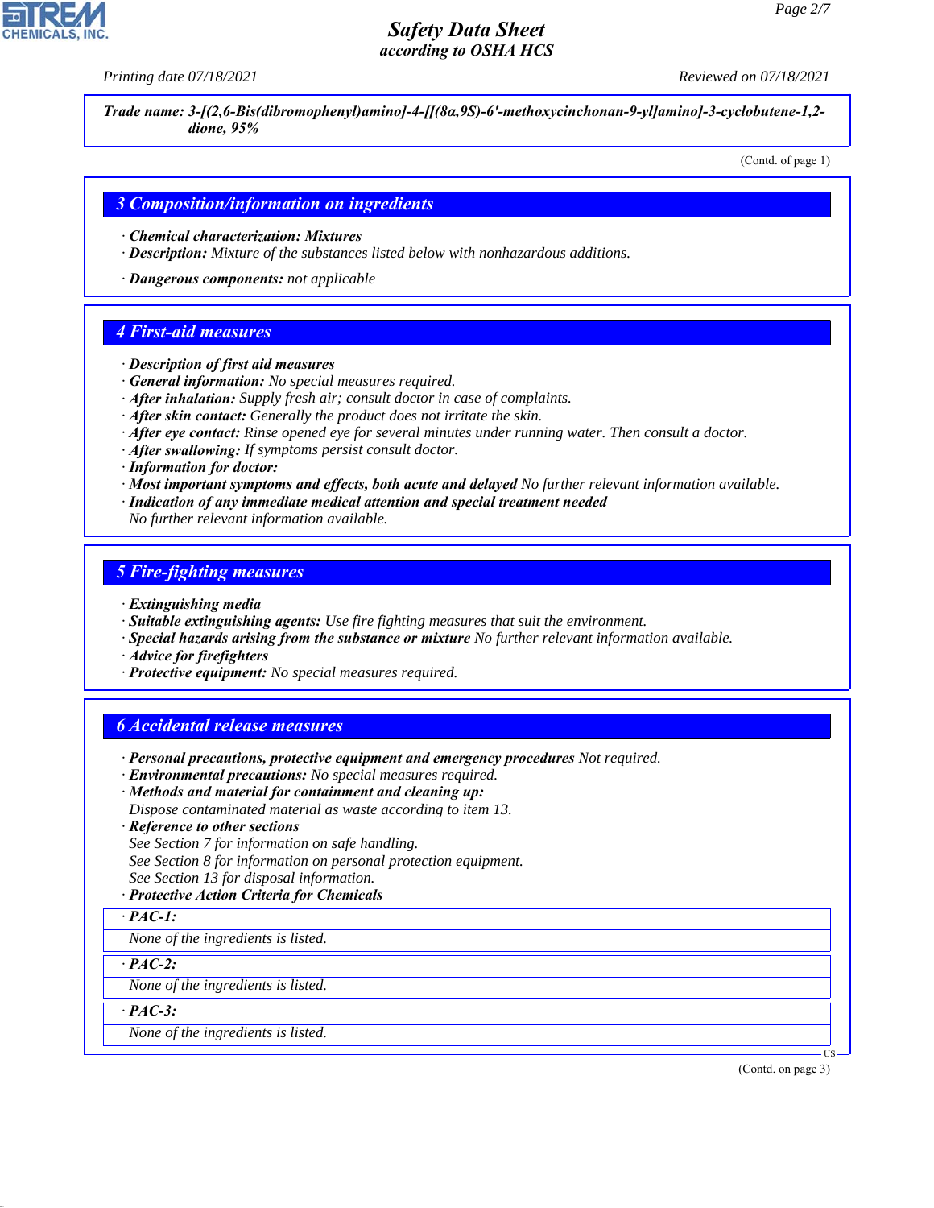Trade name: 3-[(2,6-Bis(dibromophenyl)amino]-4-[[(8α,9S)-6'-methoxycinchonan-9-yl]amino]-3-cyclobutene-1,2-dione, 95%

(Contd. of page 1)

## 3 Composition/information on ingredients

· **Chemical characterization: Mixtures**
· **Description:** Mixture of the substances listed below with nonhazardous additions.

· **Dangerous components:** not applicable

## 4 First-aid measures

· **Description of first aid measures**
· **General information:** No special measures required.
· **After inhalation:** Supply fresh air; consult doctor in case of complaints.
· **After skin contact:** Generally the product does not irritate the skin.
· **After eye contact:** Rinse opened eye for several minutes under running water. Then consult a doctor.
· **After swallowing:** If symptoms persist consult doctor.
· **Information for doctor:**
· **Most important symptoms and effects, both acute and delayed** No further relevant information available.
· **Indication of any immediate medical attention and special treatment needed**
No further relevant information available.

## 5 Fire-fighting measures

· **Extinguishing media**
· **Suitable extinguishing agents:** Use fire fighting measures that suit the environment.
· **Special hazards arising from the substance or mixture** No further relevant information available.
· **Advice for firefighters**
· **Protective equipment:** No special measures required.

## 6 Accidental release measures

· **Personal precautions, protective equipment and emergency procedures** Not required.
· **Environmental precautions:** No special measures required.
· **Methods and material for containment and cleaning up:**
Dispose contaminated material as waste according to item 13.
· **Reference to other sections**
See Section 7 for information on safe handling.
See Section 8 for information on personal protection equipment.
See Section 13 for disposal information.
· **Protective Action Criteria for Chemicals**

· **PAC-1:**

None of the ingredients is listed.

· **PAC-2:**

None of the ingredients is listed.

· **PAC-3:**

None of the ingredients is listed.

(Contd. on page 3)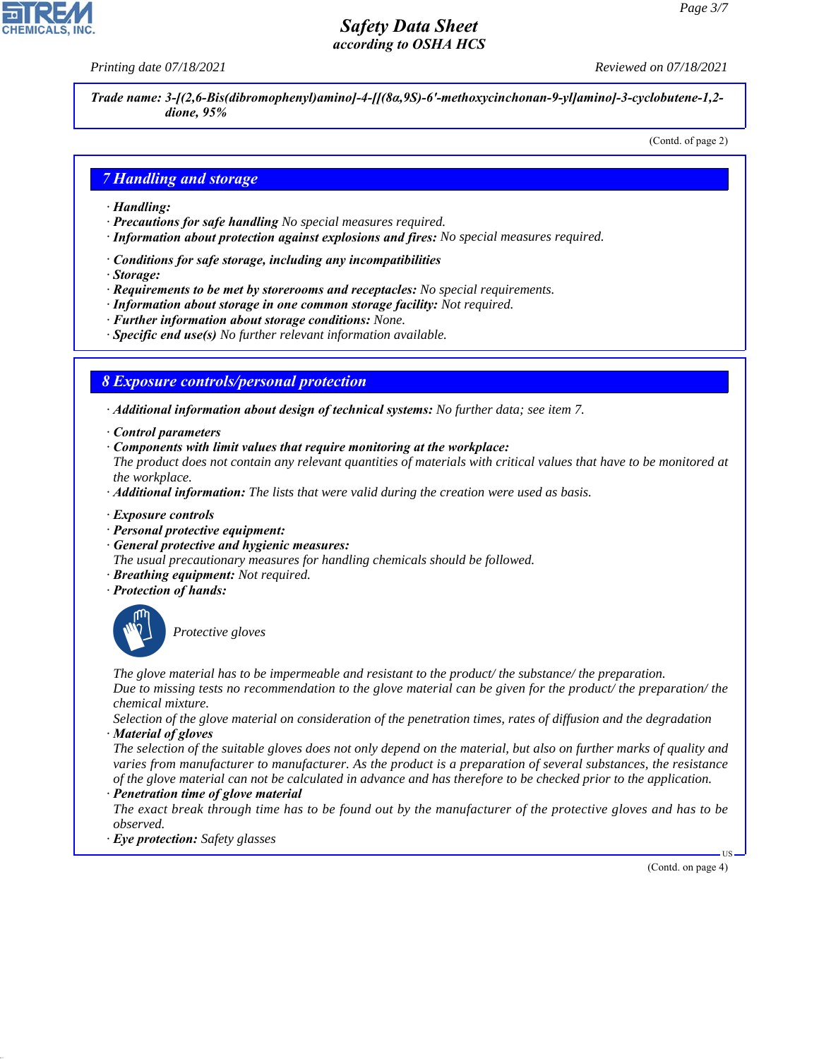**Trade name: 3-[(2,6-Bis(dibromophenyl)amino]-4-[[(8α,9S)-6'-methoxycinchonan-9-yl]amino]-3-cyclobutene-1,2-dione, 95%**

(Contd. of page 2)

## 7 Handling and storage

· **Handling:**
· **Precautions for safe handling** No special measures required.
· **Information about protection against explosions and fires:** No special measures required.

· **Conditions for safe storage, including any incompatibilities**
· **Storage:**
· **Requirements to be met by storerooms and receptacles:** No special requirements.
· **Information about storage in one common storage facility:** Not required.
· **Further information about storage conditions:** None.
· **Specific end use(s)** No further relevant information available.

## 8 Exposure controls/personal protection

· **Additional information about design of technical systems:** No further data; see item 7.

· **Control parameters**
· **Components with limit values that require monitoring at the workplace:**
The product does not contain any relevant quantities of materials with critical values that have to be monitored at the workplace.
· **Additional information:** The lists that were valid during the creation were used as basis.

· **Exposure controls**
· **Personal protective equipment:**
· **General protective and hygienic measures:**
The usual precautionary measures for handling chemicals should be followed.
· **Breathing equipment:** Not required.
· **Protection of hands:**

Protective gloves

The glove material has to be impermeable and resistant to the product/ the substance/ the preparation.
Due to missing tests no recommendation to the glove material can be given for the product/ the preparation/ the chemical mixture.
Selection of the glove material on consideration of the penetration times, rates of diffusion and the degradation
· **Material of gloves**
The selection of the suitable gloves does not only depend on the material, but also on further marks of quality and varies from manufacturer to manufacturer. As the product is a preparation of several substances, the resistance of the glove material can not be calculated in advance and has therefore to be checked prior to the application.
· **Penetration time of glove material**
The exact break through time has to be found out by the manufacturer of the protective gloves and has to be observed.
· **Eye protection:** Safety glasses

(Contd. on page 4)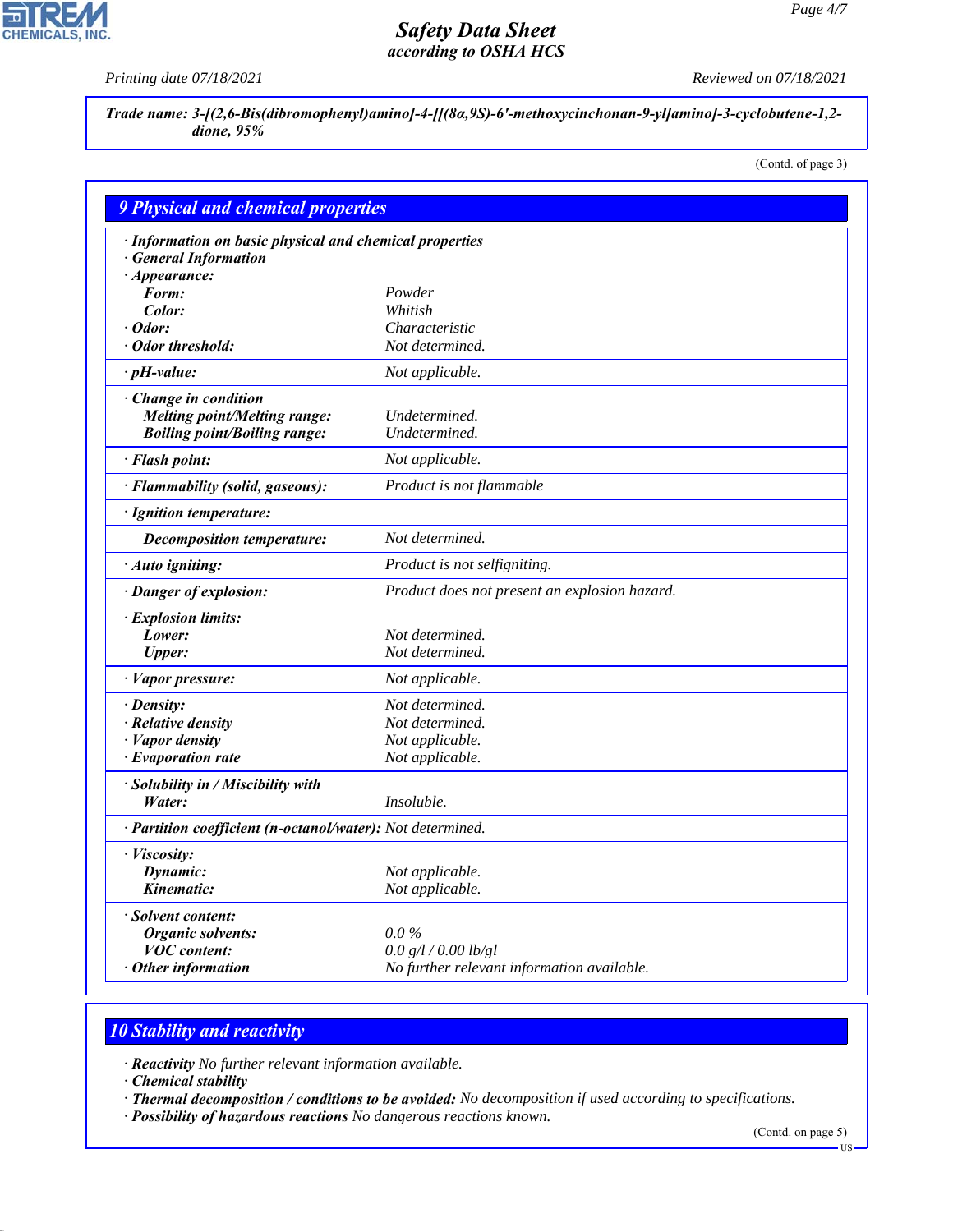**Trade name: 3-[(2,6-Bis(dibromophenyl)amino]-4-[[(8α,9S)-6'-methoxycinchonan-9-yl]amino]-3-cyclobutene-1,2-dione, 95%**

(Contd. of page 3)

## 9 Physical and chemical properties

| | |
|---|---|
| **· Information on basic physical and chemical properties** | |
| **· General Information** | |
| **· Appearance:** | |
| **Form:** | Powder |
| **Color:** | Whitish |
| **· Odor:** | Characteristic |
| **· Odor threshold:** | Not determined. |
| **· pH-value:** | Not applicable. |
| **· Change in condition** | |
| **Melting point/Melting range:** | Undetermined. |
| **Boiling point/Boiling range:** | Undetermined. |
| **· Flash point:** | Not applicable. |
| **· Flammability (solid, gaseous):** | Product is not flammable |
| **· Ignition temperature:** | |
| **Decomposition temperature:** | Not determined. |
| **· Auto igniting:** | Product is not selfigniting. |
| **· Danger of explosion:** | Product does not present an explosion hazard. |
| **· Explosion limits:** | |
| **Lower:** | Not determined. |
| **Upper:** | Not determined. |
| **· Vapor pressure:** | Not applicable. |
| **· Density:** | Not determined. |
| **· Relative density** | Not determined. |
| **· Vapor density** | Not applicable. |
| **· Evaporation rate** | Not applicable. |
| **· Solubility in / Miscibility with** | |
| **Water:** | Insoluble. |
| **· Partition coefficient (n-octanol/water):** | Not determined. |
| **· Viscosity:** | |
| **Dynamic:** | Not applicable. |
| **Kinematic:** | Not applicable. |
| **· Solvent content:** | |
| **Organic solvents:** | 0.0 % |
| **VOC content:** | 0.0 g/l / 0.00 lb/gl |
| **· Other information** | No further relevant information available. |

## 10 Stability and reactivity

- **Reactivity** No further relevant information available.
- **Chemical stability**
- **Thermal decomposition / conditions to be avoided:** No decomposition if used according to specifications.
- **Possibility of hazardous reactions** No dangerous reactions known.

(Contd. on page 5)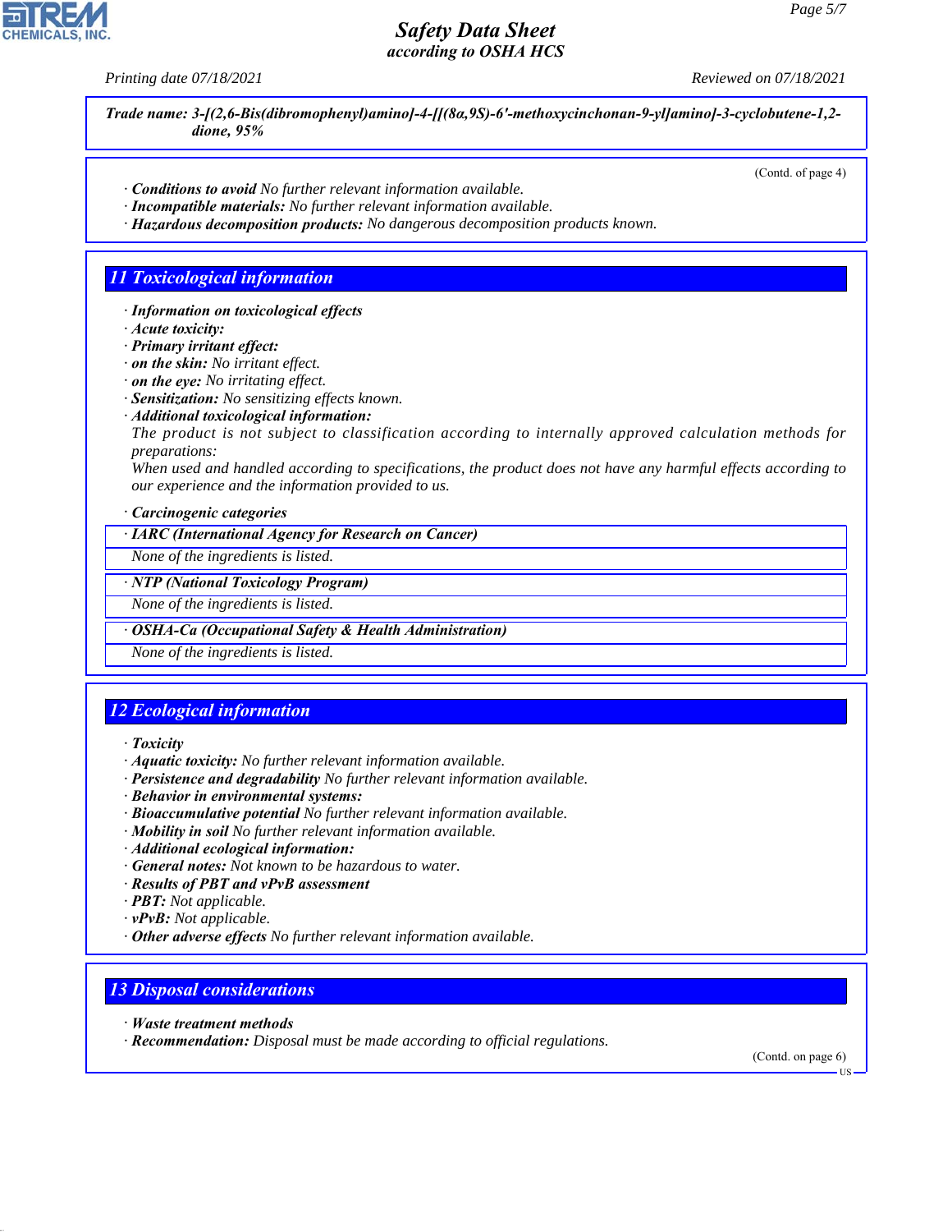**Trade name: 3-[(2,6-Bis(dibromophenyl)amino]-4-[[(8α,9S)-6'-methoxycinchonan-9-yl]amino]-3-cyclobutene-1,2-dione, 95%**

(Contd. of page 4)

· **Conditions to avoid** No further relevant information available.
· **Incompatible materials:** No further relevant information available.
· **Hazardous decomposition products:** No dangerous decomposition products known.

## 11 Toxicological information

· **Information on toxicological effects**
· **Acute toxicity:**
· **Primary irritant effect:**
· **on the skin:** No irritant effect.
· **on the eye:** No irritating effect.
· **Sensitization:** No sensitizing effects known.
· **Additional toxicological information:**
The product is not subject to classification according to internally approved calculation methods for preparations:
When used and handled according to specifications, the product does not have any harmful effects according to our experience and the information provided to us.

· **Carcinogenic categories**

· **IARC (International Agency for Research on Cancer)**
None of the ingredients is listed.

· **NTP (National Toxicology Program)**
None of the ingredients is listed.

· **OSHA-Ca (Occupational Safety & Health Administration)**
None of the ingredients is listed.

## 12 Ecological information

· **Toxicity**
· **Aquatic toxicity:** No further relevant information available.
· **Persistence and degradability** No further relevant information available.
· **Behavior in environmental systems:**
· **Bioaccumulative potential** No further relevant information available.
· **Mobility in soil** No further relevant information available.
· **Additional ecological information:**
· **General notes:** Not known to be hazardous to water.
· **Results of PBT and vPvB assessment**
· **PBT:** Not applicable.
· **vPvB:** Not applicable.
· **Other adverse effects** No further relevant information available.

## 13 Disposal considerations

· **Waste treatment methods**
· **Recommendation:** Disposal must be made according to official regulations.

(Contd. on page 6)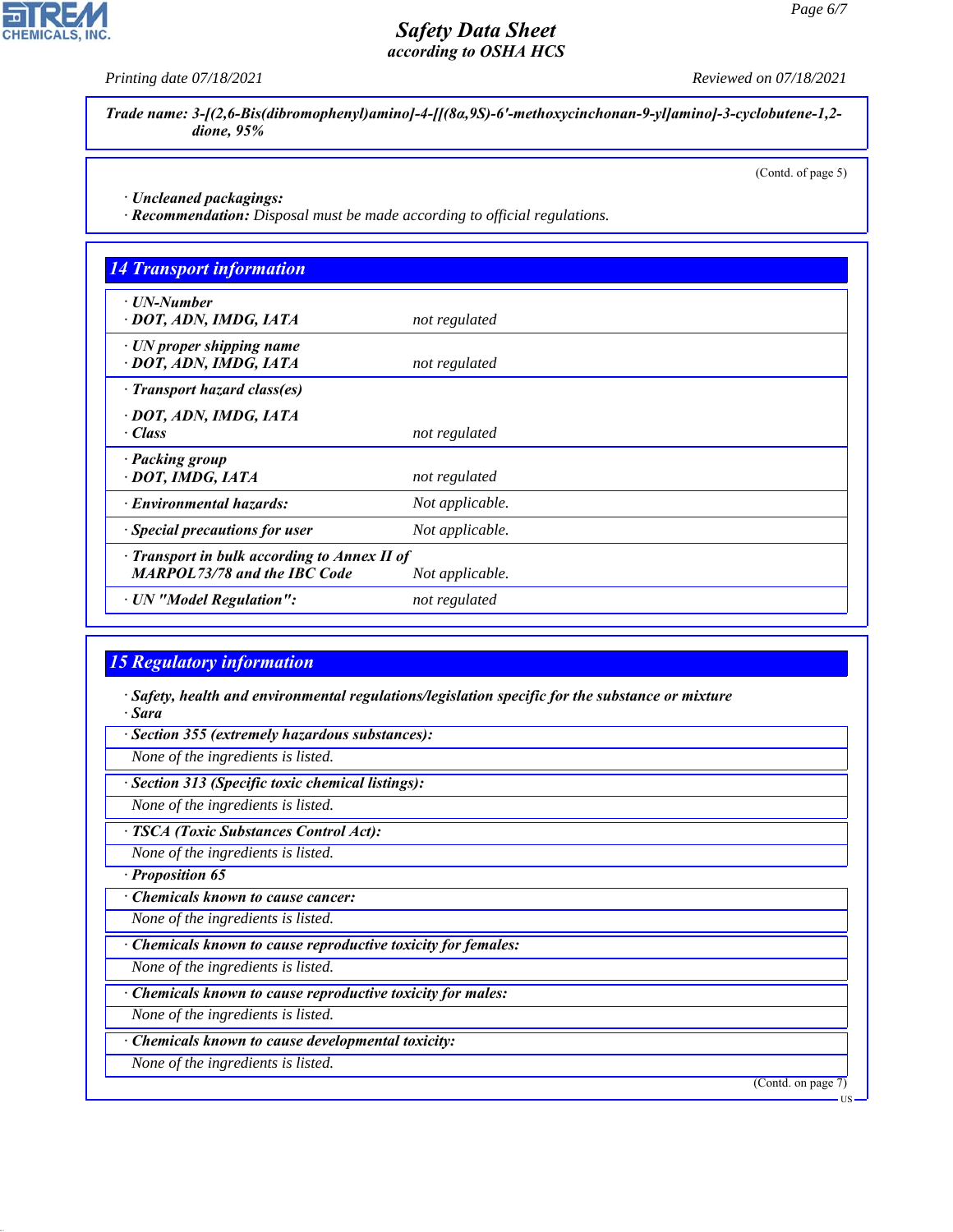*Trade name: 3-[(2,6-Bis(dibromophenyl)amino]-4-[[(8α,9S)-6'-methoxycinchonan-9-yl]amino]-3-cyclobutene-1,2-dione, 95%*

(Contd. of page 5)

· **Uncleaned packagings:**
· **Recommendation:** Disposal must be made according to official regulations.

## 14 Transport information

| | |
|---|---|
| · **UN-Number**<br>· **DOT, ADN, IMDG, IATA** | not regulated |
| · **UN proper shipping name**<br>· **DOT, ADN, IMDG, IATA** | not regulated |
| · **Transport hazard class(es)**<br>· **DOT, ADN, IMDG, IATA**<br>· **Class** | not regulated |
| · **Packing group**<br>· **DOT, IMDG, IATA** | not regulated |
| · **Environmental hazards:** | Not applicable. |
| · **Special precautions for user** | Not applicable. |
| · **Transport in bulk according to Annex II of MARPOL73/78 and the IBC Code** | Not applicable. |
| · **UN "Model Regulation":** | not regulated |

## 15 Regulatory information

· **Safety, health and environmental regulations/legislation specific for the substance or mixture**
· **Sara**

· **Section 355 (extremely hazardous substances):**
None of the ingredients is listed.

· **Section 313 (Specific toxic chemical listings):**
None of the ingredients is listed.

· **TSCA (Toxic Substances Control Act):**
None of the ingredients is listed.

· **Proposition 65**

· **Chemicals known to cause cancer:**
None of the ingredients is listed.

· **Chemicals known to cause reproductive toxicity for females:**
None of the ingredients is listed.

· **Chemicals known to cause reproductive toxicity for males:**
None of the ingredients is listed.

· **Chemicals known to cause developmental toxicity:**
None of the ingredients is listed.

(Contd. on page 7)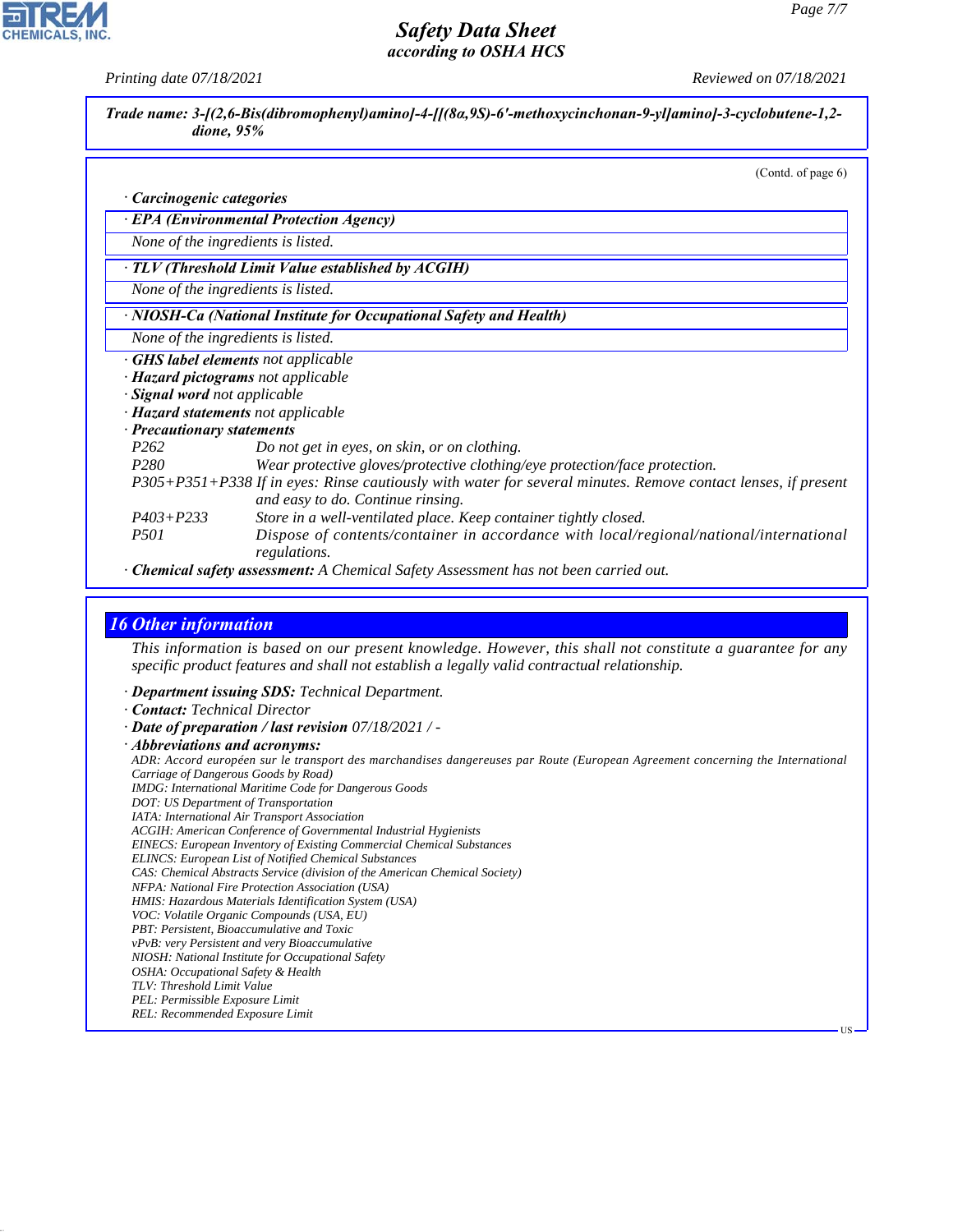**Trade name: 3-[(2,6-Bis(dibromophenyl)amino]-4-[[(8α,9S)-6'-methoxycinchonan-9-yl]amino]-3-cyclobutene-1,2-dione, 95%**

(Contd. of page 6)

· **Carcinogenic categories**

· **EPA (Environmental Protection Agency)**

None of the ingredients is listed.

· **TLV (Threshold Limit Value established by ACGIH)**

None of the ingredients is listed.

· **NIOSH-Ca (National Institute for Occupational Safety and Health)**

None of the ingredients is listed.

· **GHS label elements** not applicable
· **Hazard pictograms** not applicable
· **Signal word** not applicable
· **Hazard statements** not applicable
· **Precautionary statements**

| | |
|---|---|
| P262 | Do not get in eyes, on skin, or on clothing. |
| P280 | Wear protective gloves/protective clothing/eye protection/face protection. |
| P305+P351+P338 | If in eyes: Rinse cautiously with water for several minutes. Remove contact lenses, if present and easy to do. Continue rinsing. |
| P403+P233 | Store in a well-ventilated place. Keep container tightly closed. |
| P501 | Dispose of contents/container in accordance with local/regional/national/international regulations. |

· **Chemical safety assessment:** A Chemical Safety Assessment has not been carried out.

## 16 Other information

This information is based on our present knowledge. However, this shall not constitute a guarantee for any specific product features and shall not establish a legally valid contractual relationship.

· **Department issuing SDS:** Technical Department.
· **Contact:** Technical Director
· **Date of preparation / last revision** 07/18/2021 / -
· **Abbreviations and acronyms:**

ADR: Accord européen sur le transport des marchandises dangereuses par Route (European Agreement concerning the International Carriage of Dangerous Goods by Road)
IMDG: International Maritime Code for Dangerous Goods
DOT: US Department of Transportation
IATA: International Air Transport Association
ACGIH: American Conference of Governmental Industrial Hygienists
EINECS: European Inventory of Existing Commercial Chemical Substances
ELINCS: European List of Notified Chemical Substances
CAS: Chemical Abstracts Service (division of the American Chemical Society)
NFPA: National Fire Protection Association (USA)
HMIS: Hazardous Materials Identification System (USA)
VOC: Volatile Organic Compounds (USA, EU)
PBT: Persistent, Bioaccumulative and Toxic
vPvB: very Persistent and very Bioaccumulative
NIOSH: National Institute for Occupational Safety
OSHA: Occupational Safety & Health
TLV: Threshold Limit Value
PEL: Permissible Exposure Limit
REL: Recommended Exposure Limit